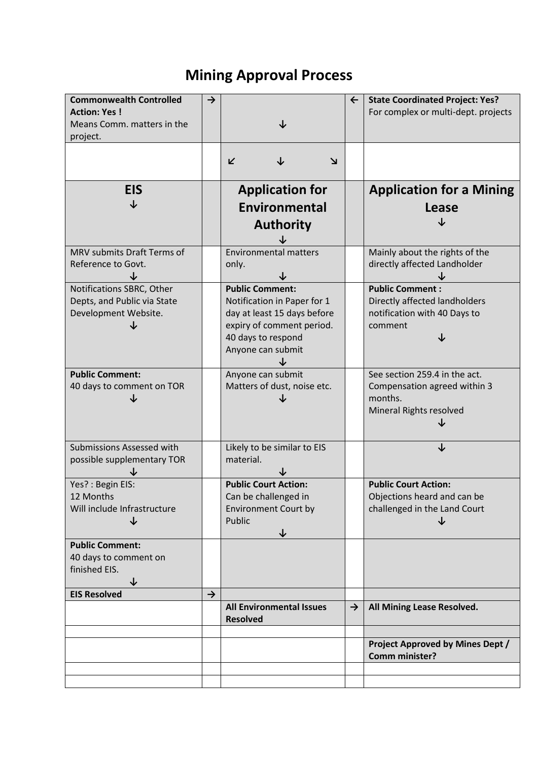# Mining Approval Process

| | | | | |
|---|---|---|---|---|
| **Commonwealth Controlled Action: Yes !** Means Comm. matters in the project. | → | ↓ | ← | **State Coordinated Project: Yes?** For complex or multi-dept. projects |
| | | ↙ ↓ ↘ | | |
| **EIS** ↓ | | **Application for Environmental Authority** ↓ | | **Application for a Mining Lease** ↓ |
| MRV submits Draft Terms of Reference to Govt. ↓ | | Environmental matters only. ↓ | | Mainly about the rights of the directly affected Landholder ↓ |
| Notifications SBRC, Other Depts, and Public via State Development Website. ↓ | | **Public Comment:** Notification in Paper for 1 day at least 15 days before expiry of comment period. 40 days to respond Anyone can submit ↓ | | **Public Comment :** Directly affected landholders notification with 40 Days to comment ↓ |
| **Public Comment:** 40 days to comment on TOR ↓ | | Anyone can submit Matters of dust, noise etc. ↓ | | See section 259.4 in the act. Compensation agreed within 3 months. Mineral Rights resolved ↓ |
| Submissions Assessed with possible supplementary TOR ↓ | | Likely to be similar to EIS material. ↓ | | ↓ |
| Yes? : Begin EIS: 12 Months Will include Infrastructure ↓ | | **Public Court Action:** Can be challenged in Environment Court by Public ↓ | | **Public Court Action:** Objections heard and can be challenged in the Land Court ↓ |
| **Public Comment:** 40 days to comment on finished EIS. ↓ | | | | |
| **EIS Resolved** | → | | | |
| | | **All Environmental Issues Resolved** | → | **All Mining Lease Resolved.** |
| | | | | |
| | | | | **Project Approved by Mines Dept / Comm minister?** |
| | | | | |
| | | | | |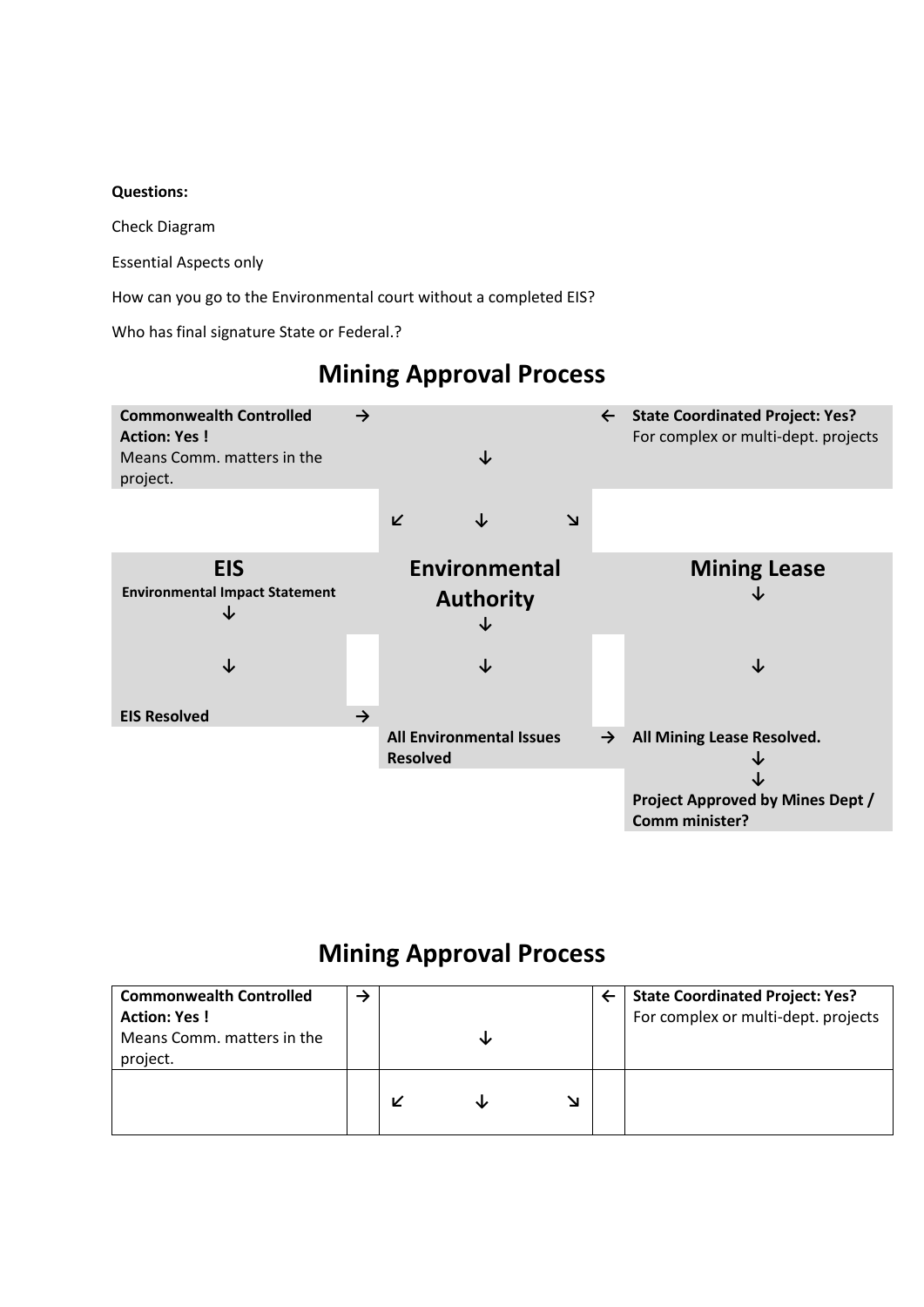**Questions:**

Check Diagram

Essential Aspects only

How can you go to the Environmental court without a completed EIS?

Who has final signature State or Federal.?

# Mining Approval Process

| | | | | |
|---|---|---|---|---|
| **Commonwealth Controlled Action: Yes !** Means Comm. matters in the project. | → | ↓ | ← | **State Coordinated Project: Yes?** For complex or multi-dept. projects |
| | | ↙ ↓ ↘ | | |
| **EIS** **Environmental Impact Statement** ↓ | | **Environmental Authority** ↓ | | **Mining Lease** ↓ |
| ↓ | | ↓ | | ↓ |
| **EIS Resolved** | → | | | |
| | | **All Environmental Issues Resolved** | → | **All Mining Lease Resolved.** ↓ ↓ |
| | | | | **Project Approved by Mines Dept / Comm minister?** |

# Mining Approval Process

| | | | | |
|---|---|---|---|---|
| **Commonwealth Controlled Action: Yes !** Means Comm. matters in the project. | → | ↓ | ← | **State Coordinated Project: Yes?** For complex or multi-dept. projects |
| | | ↙ ↓ ↘ | | |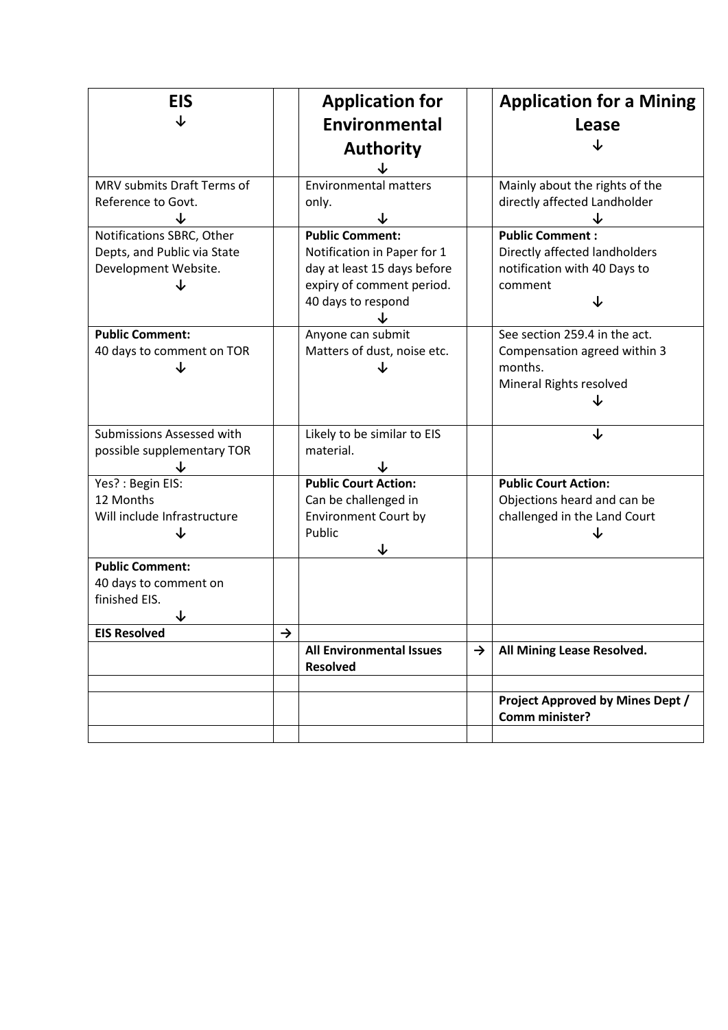| **EIS** ↓ | | **Application for Environmental Authority** ↓ | | **Application for a Mining Lease** ↓ |
|---|---|---|---|---|
| MRV submits Draft Terms of Reference to Govt. ↓ | | Environmental matters only. ↓ | | Mainly about the rights of the directly affected Landholder ↓ |
| Notifications SBRC, Other Depts, and Public via State Development Website. ↓ | | **Public Comment:** Notification in Paper for 1 day at least 15 days before expiry of comment period. 40 days to respond ↓ | | **Public Comment :** Directly affected landholders notification with 40 Days to comment ↓ |
| **Public Comment:** 40 days to comment on TOR ↓ | | Anyone can submit Matters of dust, noise etc. ↓ | | See section 259.4 in the act. Compensation agreed within 3 months. Mineral Rights resolved ↓ |
| Submissions Assessed with possible supplementary TOR ↓ | | Likely to be similar to EIS material. ↓ | | ↓ |
| Yes? : Begin EIS: 12 Months Will include Infrastructure ↓ | | **Public Court Action:** Can be challenged in Environment Court by Public ↓ | | **Public Court Action:** Objections heard and can be challenged in the Land Court ↓ |
| **Public Comment:** 40 days to comment on finished EIS. ↓ | | | | |
| **EIS Resolved** | → | | | |
| | | **All Environmental Issues Resolved** | → | **All Mining Lease Resolved.** |
| | | | | |
| | | | | **Project Approved by Mines Dept / Comm minister?** |
| | | | | |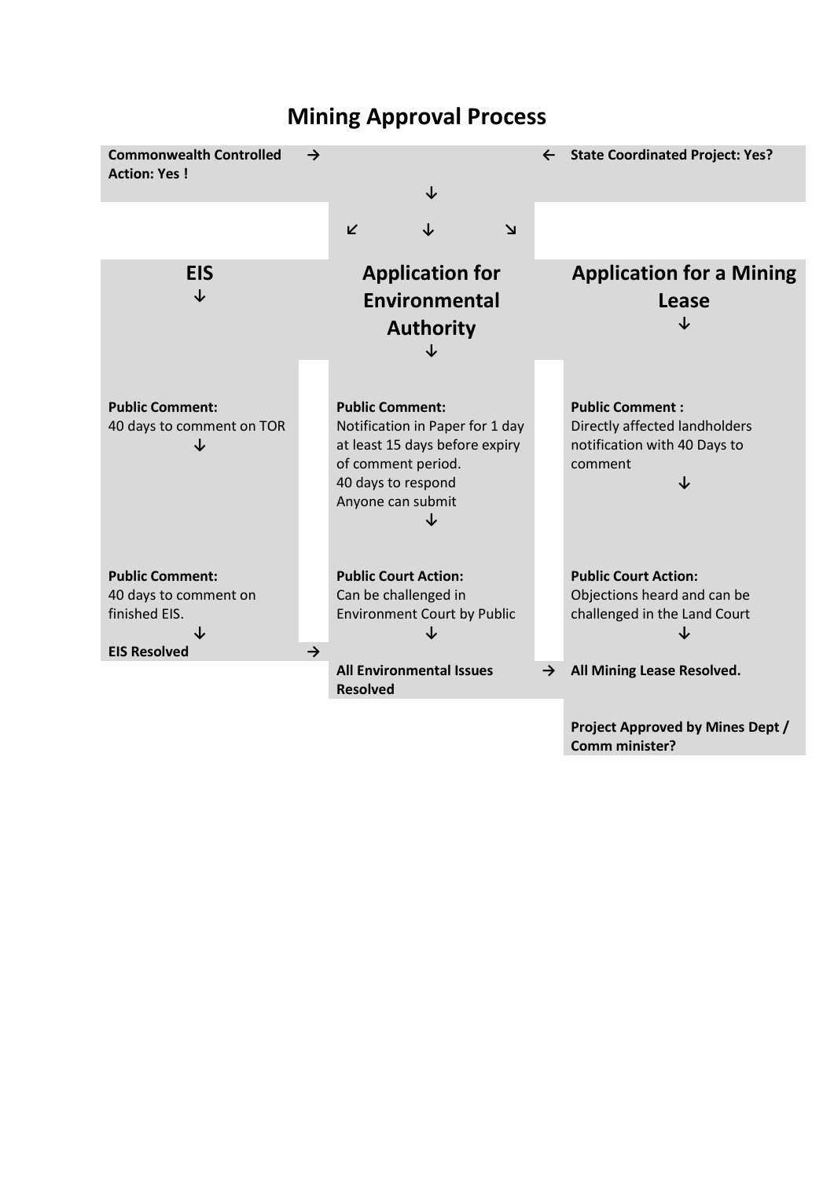# Mining Approval Process

**Commonwealth Controlled Action: Yes !** →

← **State Coordinated Project: Yes?**

↓

↙ ↓ ↘

## EIS

↓

**Public Comment:**
40 days to comment on TOR

↓

**Public Comment:**
40 days to comment on finished EIS.

↓

**EIS Resolved** →

## Application for Environmental Authority

↓

**Public Comment:**
Notification in Paper for 1 day at least 15 days before expiry of comment period.
40 days to respond
Anyone can submit

↓

**Public Court Action:**
Can be challenged in Environment Court by Public

↓

**All Environmental Issues Resolved** →

## Application for a Mining Lease

↓

**Public Comment :**
Directly affected landholders notification with 40 Days to comment

↓

**Public Court Action:**
Objections heard and can be challenged in the Land Court

↓

**All Mining Lease Resolved.**

**Project Approved by Mines Dept / Comm minister?**